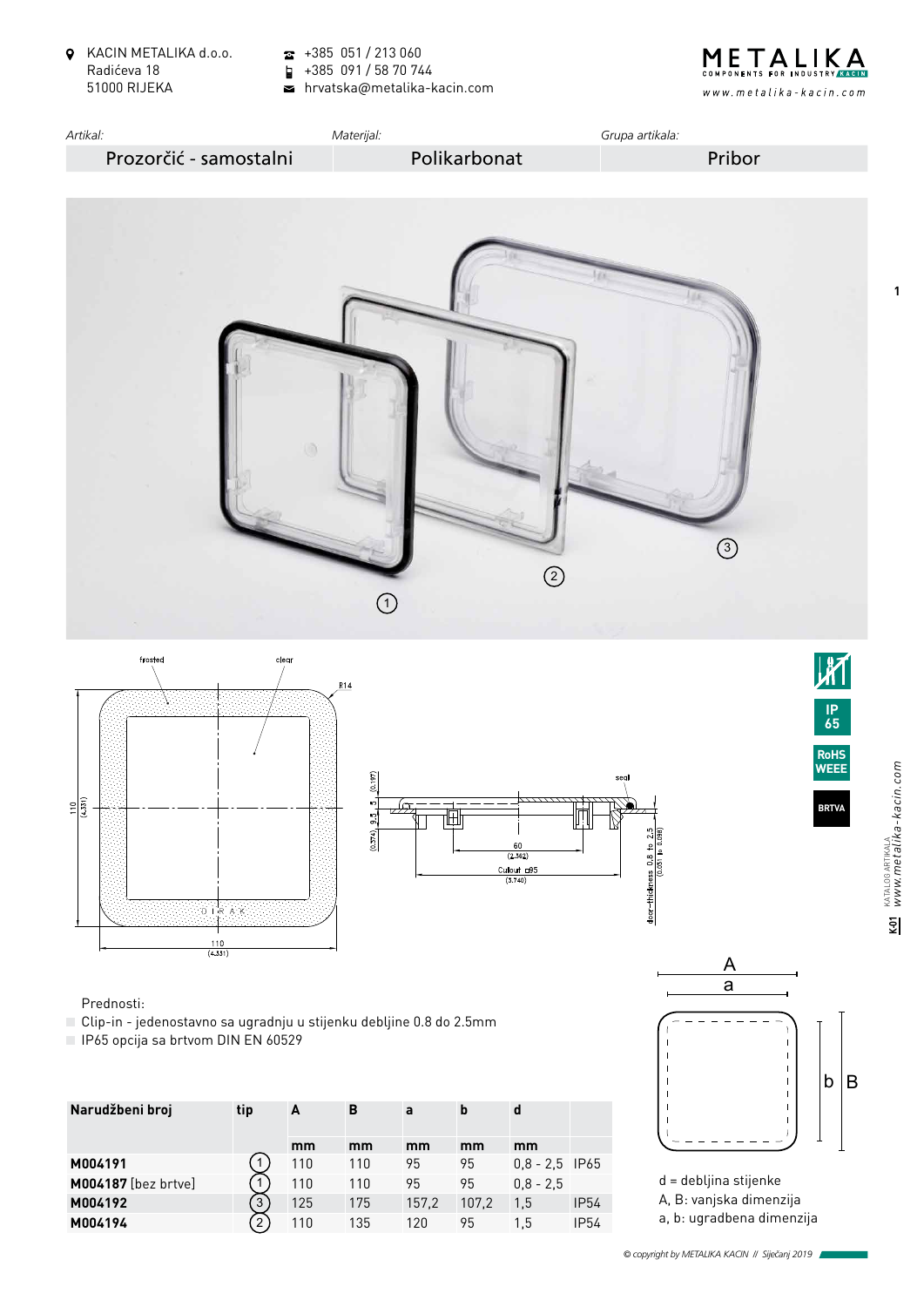KACIN METALIKA d.o.o.
Radićeva 18
51000 RIJEKA

+385 051 / 213 060
+385 091 / 58 70 744
hrvatska@metalika-kacin.com

| Artikal: | Materijal: | Grupa artikala: |
|---|---|---|
| Prozorčić - samostalni | Polikarbonat | Pribor |

IP 65

RoHS WEEE

BRTVA

Prednosti:

- Clip-in - jednostavno sa ugradnju u stijenku debljine 0.8 do 2.5mm
- IP65 opcija sa brtvom DIN EN 60529

| Narudžbeni broj | tip | A | B | a | b | d | |
|---|---|---|---|---|---|---|---|
| | | mm | mm | mm | mm | mm | |
| **M004191** | 1 | 110 | 110 | 95 | 95 | 0,8 - 2,5 | IP65 |
| **M004187** [bez brtve] | 1 | 110 | 110 | 95 | 95 | 0,8 - 2,5 | |
| **M004192** | 3 | 125 | 175 | 157,2 | 107,2 | 1,5 | IP54 |
| **M004194** | 2 | 110 | 135 | 120 | 95 | 1,5 | IP54 |

d = debljina stijenke
A, B: vanjska dimenzija
a, b: ugradbena dimenzija

© copyright by METALIKA KACIN // Siječanj 2019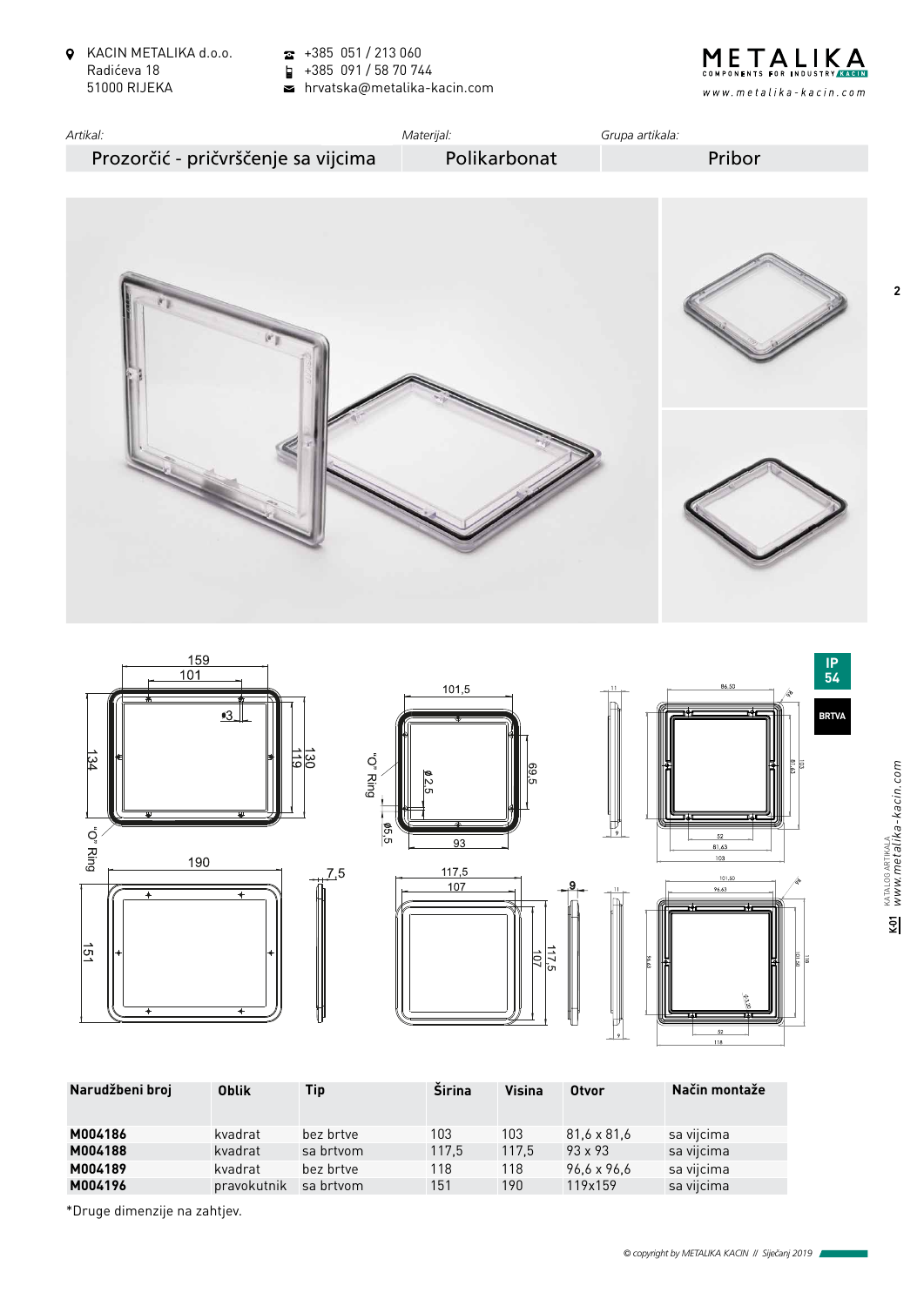KACIN METALIKA d.o.o.
Radićeva 18
51000 RIJEKA

+385 051 / 213 060
+385 091 / 58 70 744
hrvatska@metalika-kacin.com

| Artikal: | Materijal: | Grupa artikala: |
|---|---|---|
| Prozorčić - pričvrščenje sa vijcima | Polikarbonat | Pribor |

IP 54

BRTVA

| Narudžbeni broj | Oblik | Tip | Širina | Visina | Otvor | Način montaže |
|---|---|---|---|---|---|---|
| **M004186** | kvadrat | bez brtve | 103 | 103 | 81,6 x 81,6 | sa vijcima |
| **M004188** | kvadrat | sa brtvom | 117,5 | 117,5 | 93 x 93 | sa vijcima |
| **M004189** | kvadrat | bez brtve | 118 | 118 | 96,6 x 96,6 | sa vijcima |
| **M004196** | pravokutnik | sa brtvom | 151 | 190 | 119x159 | sa vijcima |

*Druge dimenzije na zahtjev.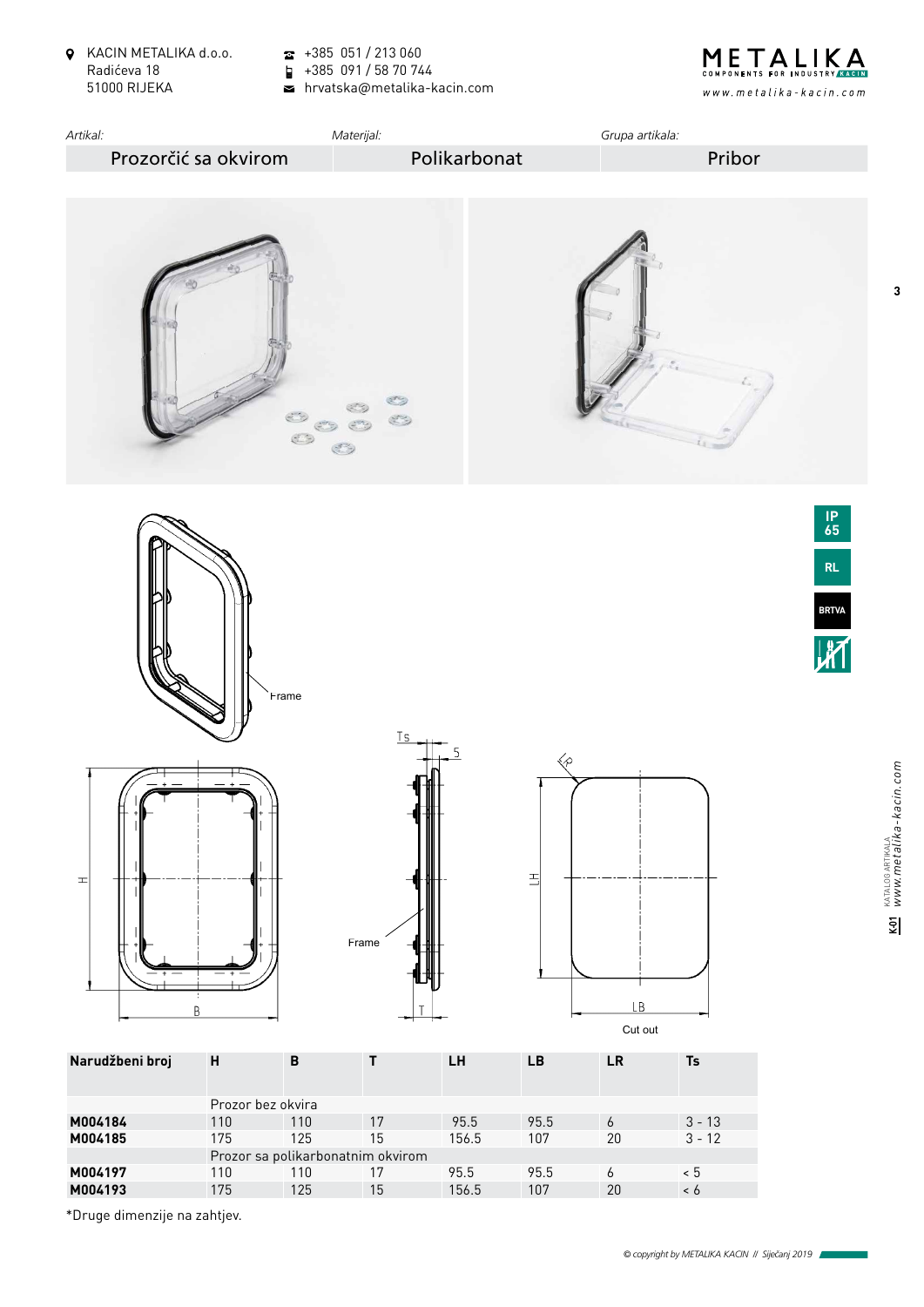KACIN METALIKA d.o.o.
Radićeva 18
51000 RIJEKA

+385 051 / 213 060
+385 091 / 58 70 744
hrvatska@metalika-kacin.com

| Artikal: | Materijal: | Grupa artikala: |
|---|---|---|
| Prozorčić sa okvirom | Polikarbonat | Pribor |

IP 65

RL

BRTVA

Frame

Cut out

| Narudžbeni broj | H | B | T | LH | LB | LR | Ts |
|---|---|---|---|---|---|---|---|
| | Prozor bez okvira | | | | | | |
| **M004184** | 110 | 110 | 17 | 95.5 | 95.5 | 6 | 3 - 13 |
| **M004185** | 175 | 125 | 15 | 156.5 | 107 | 20 | 3 - 12 |
| | Prozor sa polikarbonatnim okvirom | | | | | | |
| **M004197** | 110 | 110 | 17 | 95.5 | 95.5 | 6 | < 5 |
| **M004193** | 175 | 125 | 15 | 156.5 | 107 | 20 | < 6 |

*Druge dimenzije na zahtjev.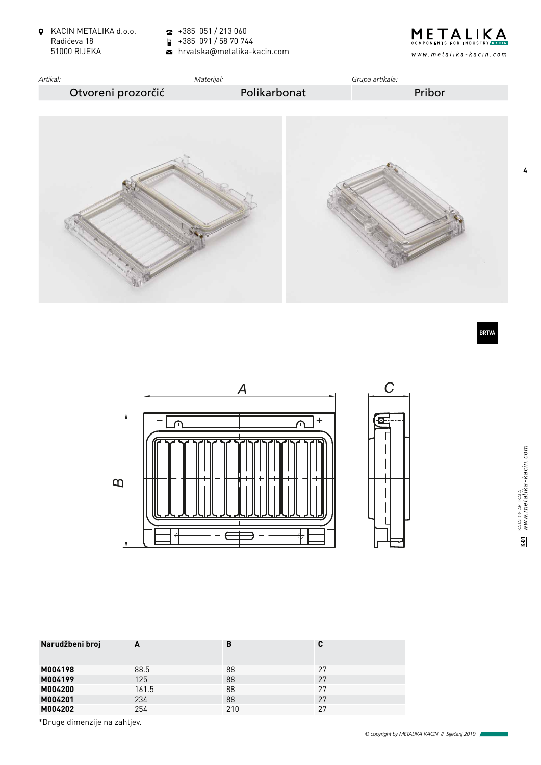KACIN METALIKA d.o.o.
Radićeva 18
51000 RIJEKA

+385 051 / 213 060
+385 091 / 58 70 744
hrvatska@metalika-kacin.com

| Artikal: | Materijal: | Grupa artikala: |
| --- | --- | --- |
| Otvoreni prozorčić | Polikarbonat | Pribor |

BRTVA

| Narudžbeni broj | A | B | C |
| --- | --- | --- | --- |
| **M004198** | 88.5 | 88 | 27 |
| **M004199** | 125 | 88 | 27 |
| **M004200** | 161.5 | 88 | 27 |
| **M004201** | 234 | 88 | 27 |
| **M004202** | 254 | 210 | 27 |

*Druge dimenzije na zahtjev.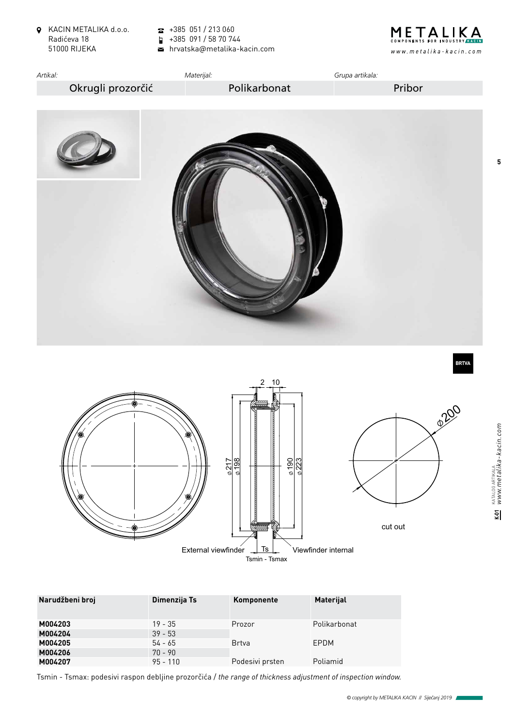KACIN METALIKA d.o.o.
Radićeva 18
51000 RIJEKA

+385 051 / 213 060
+385 091 / 58 70 744
hrvatska@metalika-kacin.com

METALIKA
COMPONENTS FOR INDUSTRY KACIN
www.metalika-kacin.com

| Artikal: | Materijal: | Grupa artikala: |
|---|---|---|
| Okrugli prozorčić | Polikarbonat | Pribor |

BRTVA

2 10

ø217 ø198 ø190 ø223

ø200

cut out

External viewfinder — Ts — Viewfinder internal

Tsmin - Tsmax

| Narudžbeni broj | Dimenzija Ts | Komponente | Materijal |
|---|---|---|---|
| **M004203** | 19 - 35 | Prozor | Polikarbonat |
| **M004204** | 39 - 53 | | |
| **M004205** | 54 - 65 | Brtva | EPDM |
| **M004206** | 70 - 90 | | |
| **M004207** | 95 - 110 | Podesivi prsten | Poliamid |

Tsmin - Tsmax: podesivi raspon debljine prozorčića / *the range of thickness adjustment of inspection window.*

*© copyright by METALIKA KACIN // Siječanj 2019*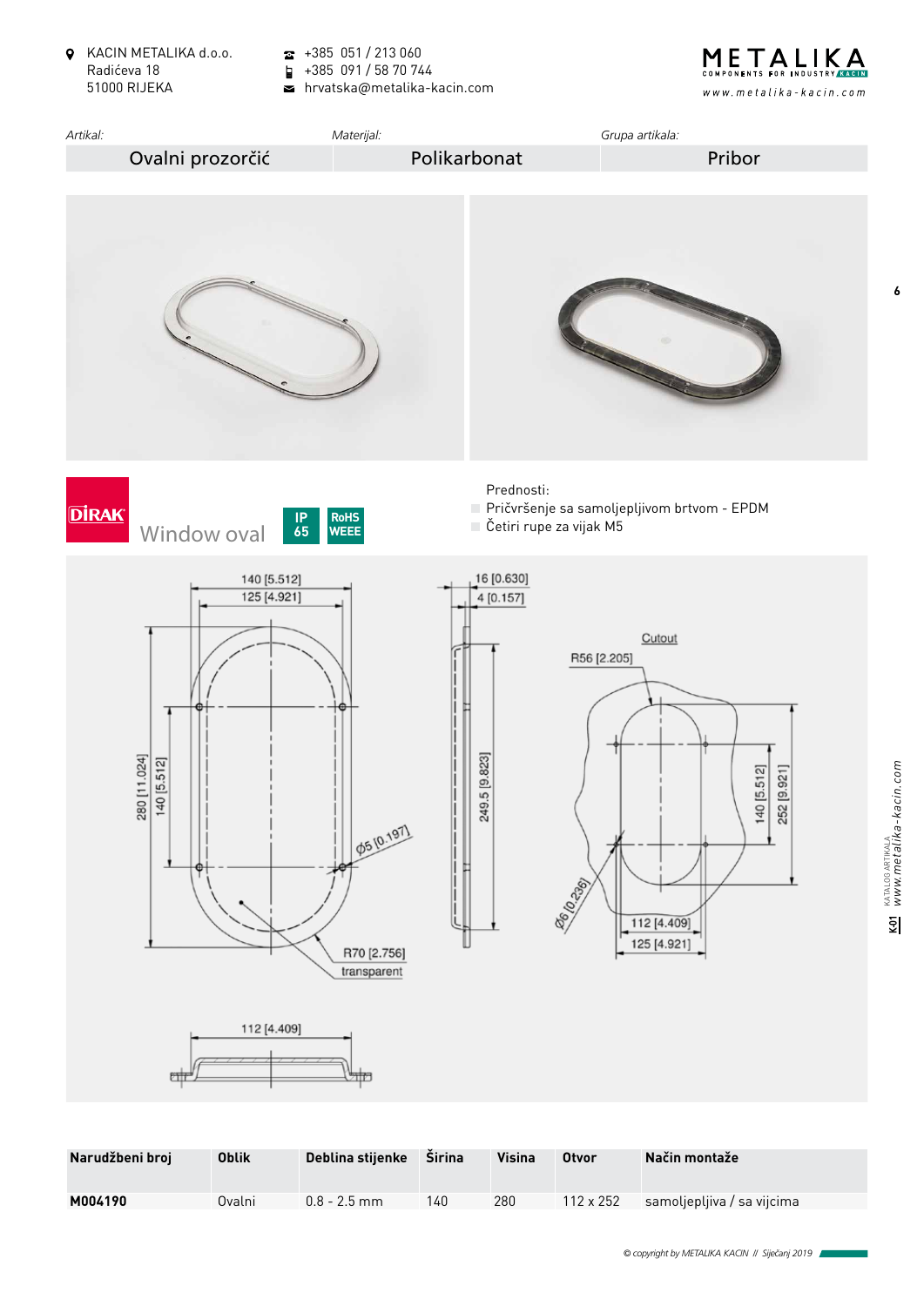KACIN METALIKA d.o.o.
Radićeva 18
51000 RIJEKA

+385 051 / 213 060
+385 091 / 58 70 744
hrvatska@metalika-kacin.com

| Artikal: | Materijal: | Grupa artikala: |
|---|---|---|
| Ovalni prozorčić | Polikarbonat | Pribor |

DIRAK Window oval IP 65 RoHS WEEE

Prednosti:

- Pričvršenje sa samoljepljivom brtvom - EPDM
- Četiri rupe za vijak M5

140 [5.512]
125 [4.921]
280 [11.024]
140 [5.512]
Ø5 [0.197]
R70 [2.756]
transparent
16 [0.630]
4 [0.157]
249.5 [9.823]
Cutout
R56 [2.205]
Ø6 [0.236]
140 [5.512]
252 [9.921]
112 [4.409]
125 [4.921]
112 [4.409]

| Narudžbeni broj | Oblik | Deblina stijenke | Širina | Visina | Otvor | Način montaže |
|---|---|---|---|---|---|---|
| **M004190** | Ovalni | 0.8 - 2.5 mm | 140 | 280 | 112 x 252 | samoljepljiva / sa vijcima |

© copyright by METALIKA KACIN // Siječanj 2019